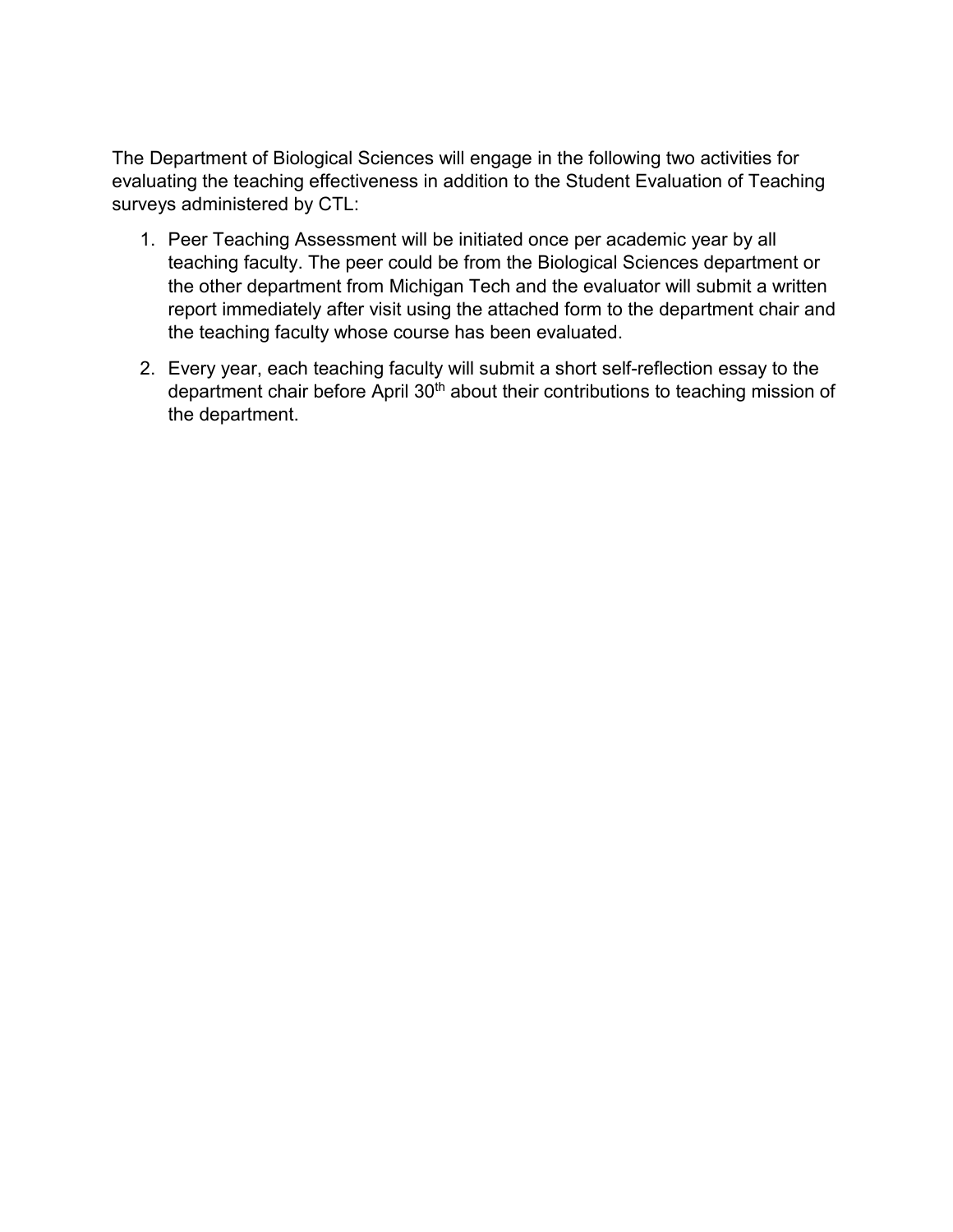The Department of Biological Sciences will engage in the following two activities for evaluating the teaching effectiveness in addition to the Student Evaluation of Teaching surveys administered by CTL:

1. Peer Teaching Assessment will be initiated once per academic year by all teaching faculty. The peer could be from the Biological Sciences department or the other department from Michigan Tech and the evaluator will submit a written report immediately after visit using the attached form to the department chair and the teaching faculty whose course has been evaluated.
2. Every year, each teaching faculty will submit a short self-reflection essay to the department chair before April 30th about their contributions to teaching mission of the department.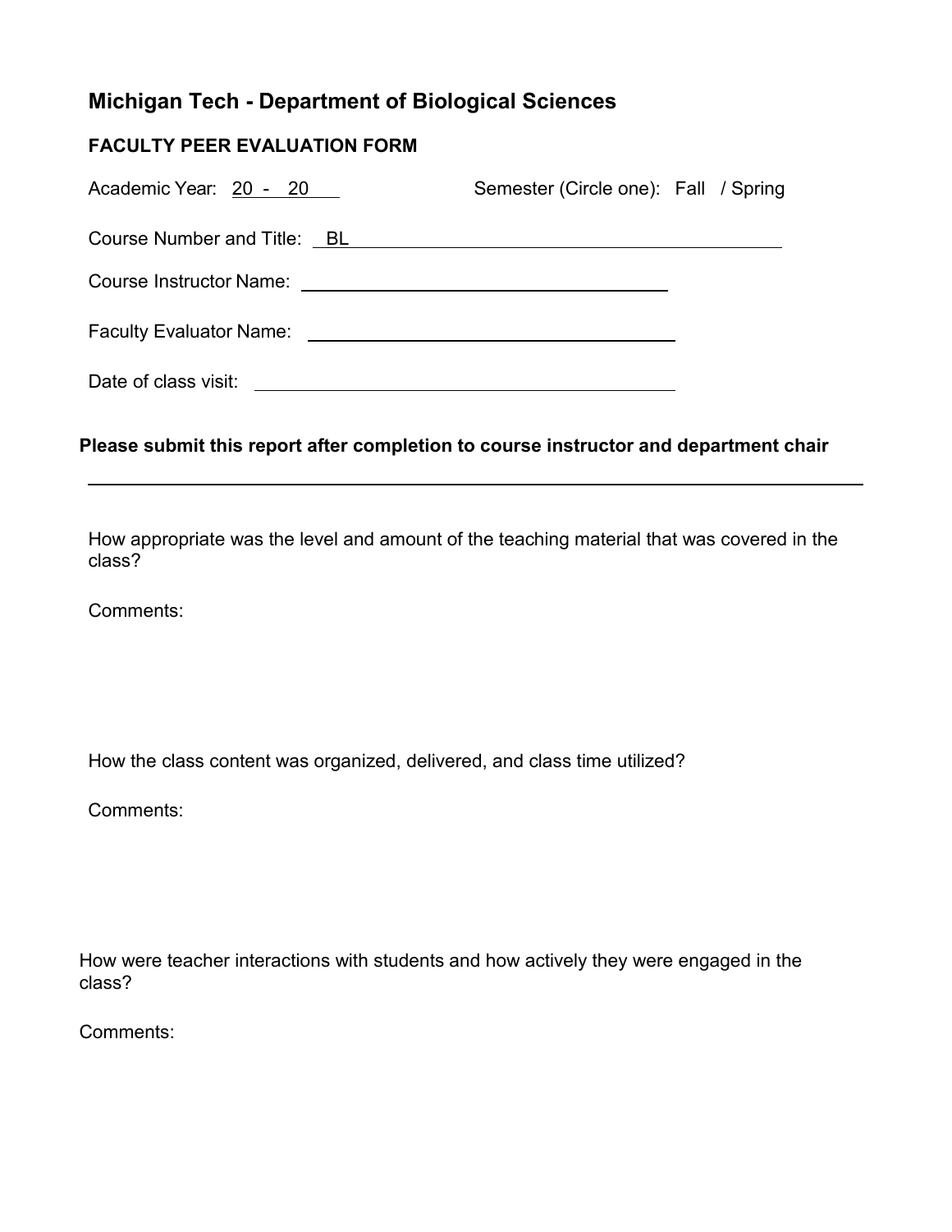## Michigan Tech - Department of Biological Sciences

### FACULTY PEER EVALUATION FORM

Academic Year: 20 - 20 Semester (Circle one): Fall / Spring

Course Number and Title: BL ______________________________

Course Instructor Name: ______________________________

Faculty Evaluator Name: ______________________________

Date of class visit: ______________________________

**Please submit this report after completion to course instructor and department chair**

---

How appropriate was the level and amount of the teaching material that was covered in the class?

Comments:

How the class content was organized, delivered, and class time utilized?

Comments:

How were teacher interactions with students and how actively they were engaged in the class?

Comments: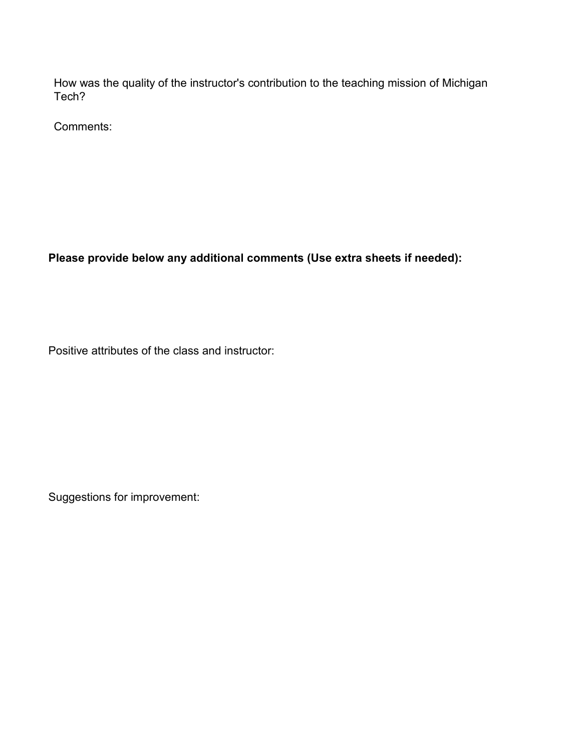How was the quality of the instructor's contribution to the teaching mission of Michigan Tech?

Comments:

**Please provide below any additional comments (Use extra sheets if needed):**

Positive attributes of the class and instructor:

Suggestions for improvement: